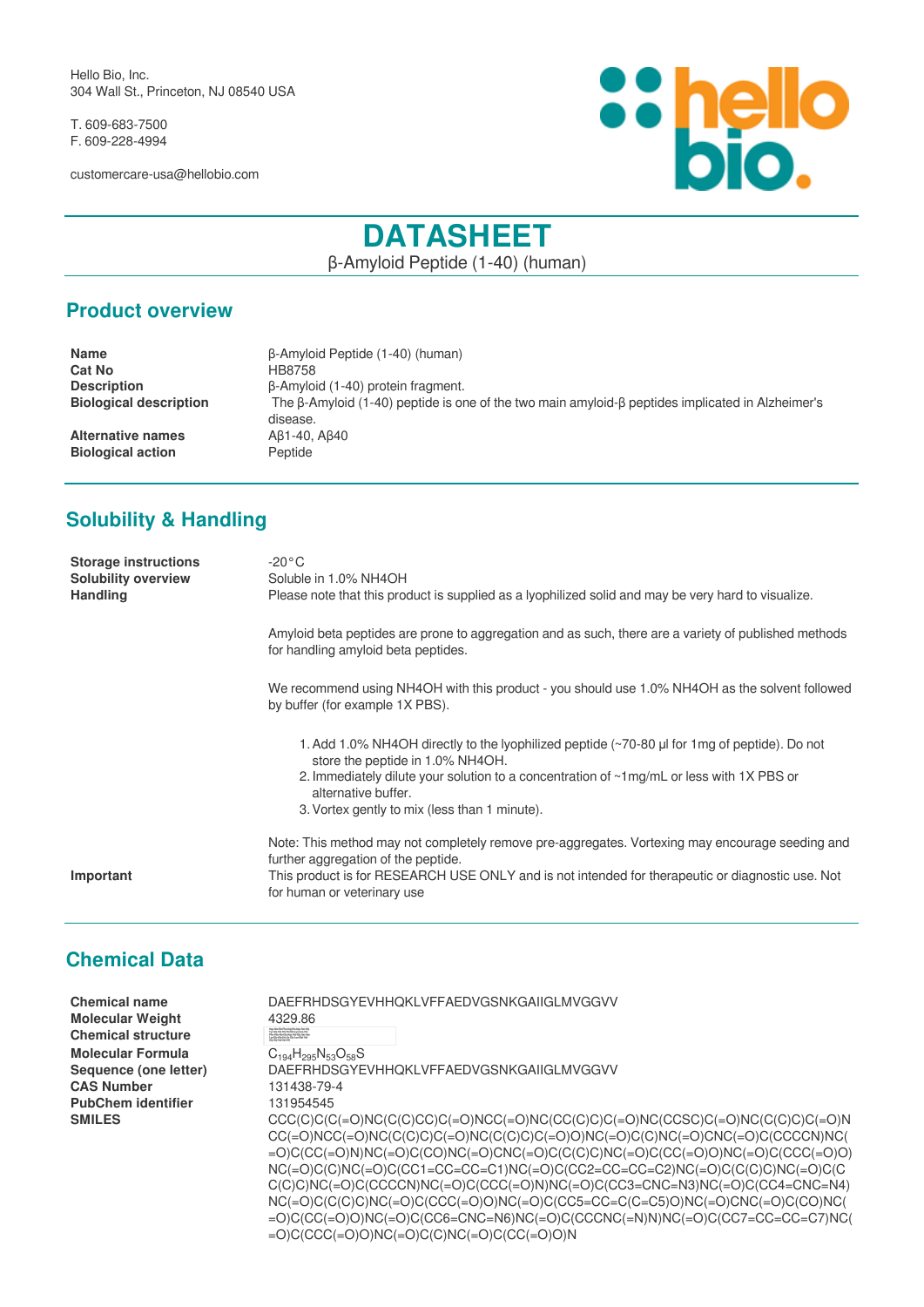Hello Bio, Inc.
304 Wall St., Princeton, NJ 08540 USA

T. 609-683-7500
F. 609-228-4994

customercare-usa@hellobio.com

# DATASHEET

β-Amyloid Peptide (1-40) (human)

## Product overview

| | |
|---|---|
| **Name** | β-Amyloid Peptide (1-40) (human) |
| **Cat No** | HB8758 |
| **Description** | β-Amyloid (1-40) protein fragment. |
| **Biological description** | The β-Amyloid (1-40) peptide is one of the two main amyloid-β peptides implicated in Alzheimer's disease. |
| **Alternative names** | Aβ1-40, Aβ40 |
| **Biological action** | Peptide |

## Solubility & Handling

**Storage instructions**
-20°C

**Solubility overview**
Soluble in 1.0% NH4OH

**Handling**
Please note that this product is supplied as a lyophilized solid and may be very hard to visualize.

Amyloid beta peptides are prone to aggregation and as such, there are a variety of published methods for handling amyloid beta peptides.

We recommend using NH4OH with this product - you should use 1.0% NH4OH as the solvent followed by buffer (for example 1X PBS).

1. Add 1.0% NH4OH directly to the lyophilized peptide (~70-80 µl for 1mg of peptide). Do not store the peptide in 1.0% NH4OH.
2. Immediately dilute your solution to a concentration of ~1mg/mL or less with 1X PBS or alternative buffer.
3. Vortex gently to mix (less than 1 minute).

Note: This method may not completely remove pre-aggregates. Vortexing may encourage seeding and further aggregation of the peptide.

**Important**
This product is for RESEARCH USE ONLY and is not intended for therapeutic or diagnostic use. Not for human or veterinary use

## Chemical Data

| | |
|---|---|
| **Chemical name** | DAEFRHDSGYEVHHQKLVFFAEDVGSNKGAIIGLMVGGVV |
| **Molecular Weight** | 4329.86 |
| **Chemical structure** | |
| **Molecular Formula** | $C_{194}H_{295}N_{53}O_{58}S$ |
| **Sequence (one letter)** | DAEFRHDSGYEVHHQKLVFFAEDVGSNKGAIIGLMVGGVV |
| **CAS Number** | 131438-79-4 |
| **PubChem identifier** | 131954545 |
| **SMILES** | CCC(C)C(C(=O)NC(C(C)CC)C(=O)NCC(=O)NC(CC(C)C)C(=O)NC(CCSC)C(=O)NC(C(C)C)C(=O)NCC(=O)NCC(=O)NC(C(C)C)C(=O)NC(C(C)C)C(=O)O)NC(=O)C(C)NC(=O)CNC(=O)C(CCCCN)NC(=O)C(CC(=O)N)NC(=O)C(CO)NC(=O)CNC(=O)C(C(C)C)NC(=O)C(CC(=O)O)NC(=O)C(CCC(=O)O)NC(=O)C(C)NC(=O)C(CC1=CC=CC=C1)NC(=O)C(CC2=CC=CC=C2)NC(=O)C(C(C)C)NC(=O)C(CC(C)C)NC(=O)C(CCCCN)NC(=O)C(CCC(=O)N)NC(=O)C(CC3=CNC=N3)NC(=O)C(CC4=CNC=N4)NC(=O)C(C(C)C)NC(=O)C(CCC(=O)O)NC(=O)C(CC5=CC=C(C=C5)O)NC(=O)CNC(=O)C(CO)NC(=O)C(CC(=O)O)NC(=O)C(CC6=CNC=N6)NC(=O)C(CCCNC(=N)N)NC(=O)C(CC7=CC=CC=C7)NC(=O)C(CCC(=O)O)NC(=O)C(C)NC(=O)C(CC(=O)O)N |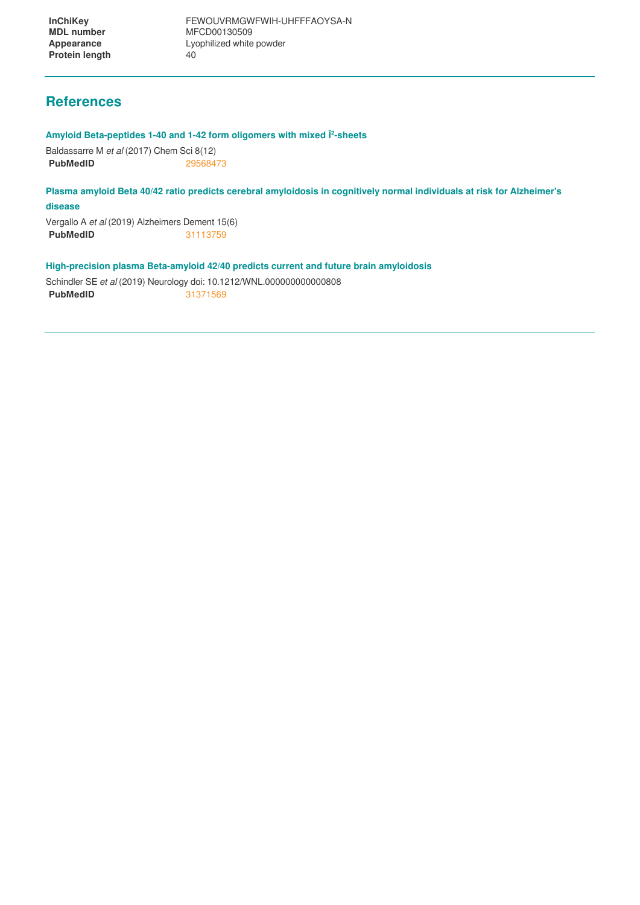| | |
|---|---|
| **InChiKey** | FEWOUVRMGWFWIH-UHFFFAOYSA-N |
| **MDL number** | MFCD00130509 |
| **Appearance** | Lyophilized white powder |
| **Protein length** | 40 |

## References

**Amyloid Beta-peptides 1-40 and 1-42 form oligomers with mixed Î²-sheets**

Baldassarre M *et al* (2017) Chem Sci 8(12)

**PubMedID** 29568473

**Plasma amyloid Beta 40/42 ratio predicts cerebral amyloidosis in cognitively normal individuals at risk for Alzheimer's disease**

Vergallo A *et al* (2019) Alzheimers Dement 15(6)

**PubMedID** 31113759

**High-precision plasma Beta-amyloid 42/40 predicts current and future brain amyloidosis**

Schindler SE *et al* (2019) Neurology doi: 10.1212/WNL.000000000000808

**PubMedID** 31371569